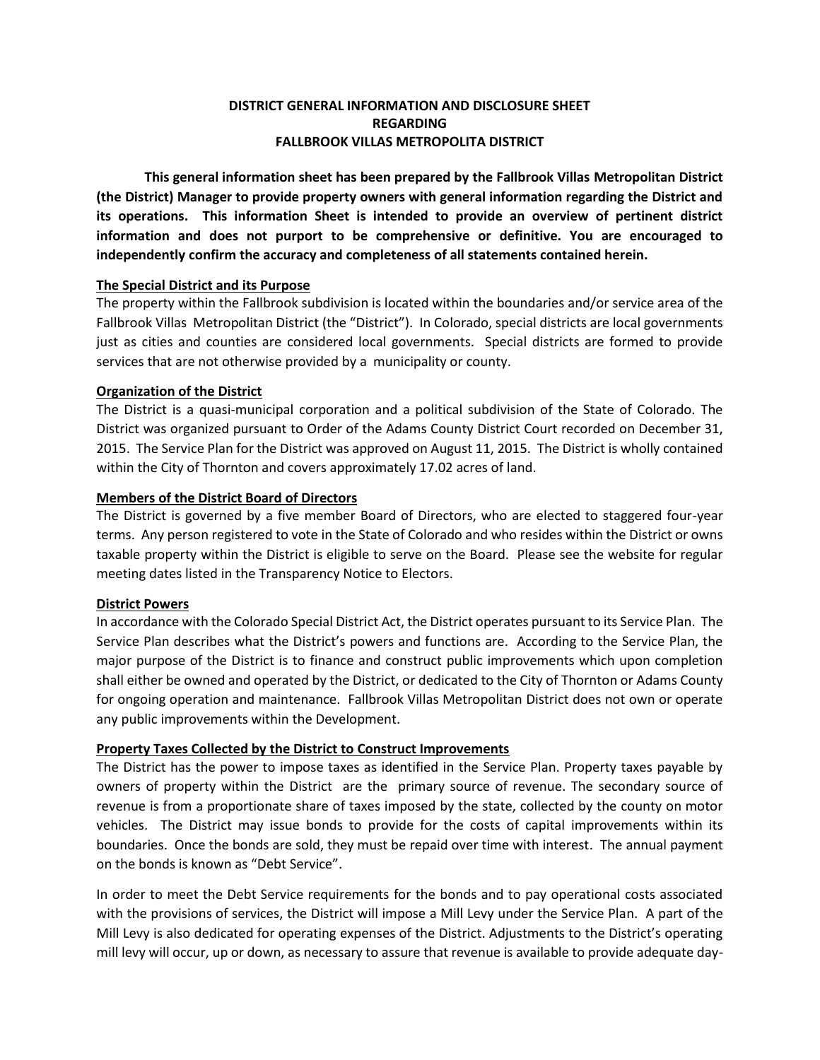**DISTRICT GENERAL INFORMATION AND DISCLOSURE SHEET**
**REGARDING**
**FALLBROOK VILLAS METROPOLITA DISTRICT**

**This general information sheet has been prepared by the Fallbrook Villas Metropolitan District (the District) Manager to provide property owners with general information regarding the District and its operations. This information Sheet is intended to provide an overview of pertinent district information and does not purport to be comprehensive or definitive. You are encouraged to independently confirm the accuracy and completeness of all statements contained herein.**

**The Special District and its Purpose**

The property within the Fallbrook subdivision is located within the boundaries and/or service area of the Fallbrook Villas Metropolitan District (the "District"). In Colorado, special districts are local governments just as cities and counties are considered local governments. Special districts are formed to provide services that are not otherwise provided by a municipality or county.

**Organization of the District**

The District is a quasi-municipal corporation and a political subdivision of the State of Colorado. The District was organized pursuant to Order of the Adams County District Court recorded on December 31, 2015. The Service Plan for the District was approved on August 11, 2015. The District is wholly contained within the City of Thornton and covers approximately 17.02 acres of land.

**Members of the District Board of Directors**

The District is governed by a five member Board of Directors, who are elected to staggered four-year terms. Any person registered to vote in the State of Colorado and who resides within the District or owns taxable property within the District is eligible to serve on the Board. Please see the website for regular meeting dates listed in the Transparency Notice to Electors.

**District Powers**

In accordance with the Colorado Special District Act, the District operates pursuant to its Service Plan. The Service Plan describes what the District's powers and functions are. According to the Service Plan, the major purpose of the District is to finance and construct public improvements which upon completion shall either be owned and operated by the District, or dedicated to the City of Thornton or Adams County for ongoing operation and maintenance. Fallbrook Villas Metropolitan District does not own or operate any public improvements within the Development.

**Property Taxes Collected by the District to Construct Improvements**

The District has the power to impose taxes as identified in the Service Plan. Property taxes payable by owners of property within the District are the primary source of revenue. The secondary source of revenue is from a proportionate share of taxes imposed by the state, collected by the county on motor vehicles. The District may issue bonds to provide for the costs of capital improvements within its boundaries. Once the bonds are sold, they must be repaid over time with interest. The annual payment on the bonds is known as "Debt Service".

In order to meet the Debt Service requirements for the bonds and to pay operational costs associated with the provisions of services, the District will impose a Mill Levy under the Service Plan. A part of the Mill Levy is also dedicated for operating expenses of the District. Adjustments to the District's operating mill levy will occur, up or down, as necessary to assure that revenue is available to provide adequate day-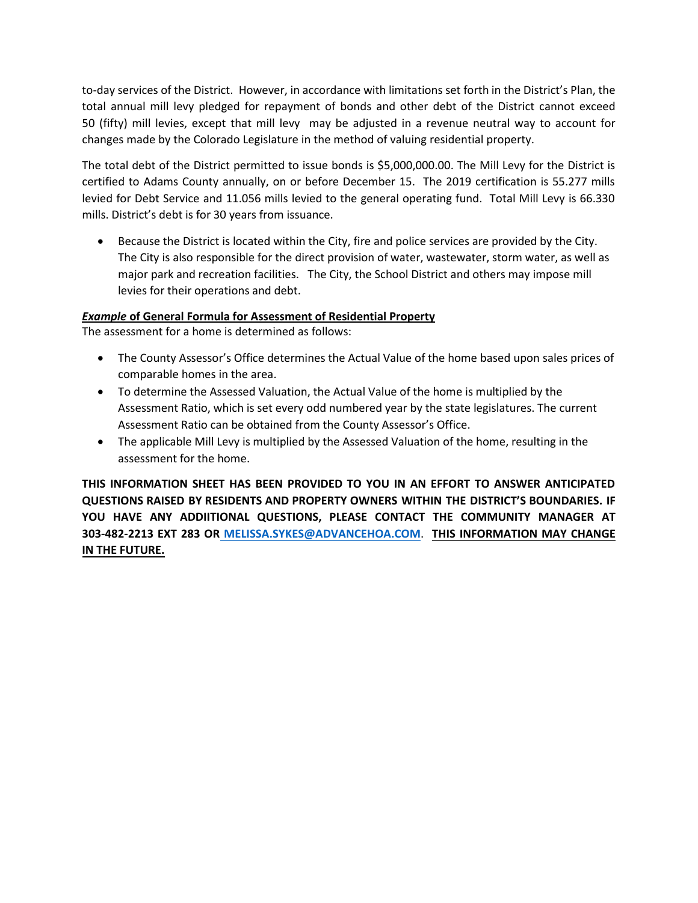to-day services of the District. However, in accordance with limitations set forth in the District's Plan, the total annual mill levy pledged for repayment of bonds and other debt of the District cannot exceed 50 (fifty) mill levies, except that mill levy may be adjusted in a revenue neutral way to account for changes made by the Colorado Legislature in the method of valuing residential property.

The total debt of the District permitted to issue bonds is $5,000,000.00. The Mill Levy for the District is certified to Adams County annually, on or before December 15. The 2019 certification is 55.277 mills levied for Debt Service and 11.056 mills levied to the general operating fund. Total Mill Levy is 66.330 mills. District's debt is for 30 years from issuance.

- Because the District is located within the City, fire and police services are provided by the City. The City is also responsible for the direct provision of water, wastewater, storm water, as well as major park and recreation facilities. The City, the School District and others may impose mill levies for their operations and debt.

***Example*** **of General Formula for Assessment of Residential Property**

The assessment for a home is determined as follows:

- The County Assessor's Office determines the Actual Value of the home based upon sales prices of comparable homes in the area.
- To determine the Assessed Valuation, the Actual Value of the home is multiplied by the Assessment Ratio, which is set every odd numbered year by the state legislatures. The current Assessment Ratio can be obtained from the County Assessor's Office.
- The applicable Mill Levy is multiplied by the Assessed Valuation of the home, resulting in the assessment for the home.

**THIS INFORMATION SHEET HAS BEEN PROVIDED TO YOU IN AN EFFORT TO ANSWER ANTICIPATED QUESTIONS RAISED BY RESIDENTS AND PROPERTY OWNERS WITHIN THE DISTRICT'S BOUNDARIES. IF YOU HAVE ANY ADDIITIONAL QUESTIONS, PLEASE CONTACT THE COMMUNITY MANAGER AT 303-482-2213 EXT 283 OR MELISSA.SYKES@ADVANCEHOA.COM. THIS INFORMATION MAY CHANGE IN THE FUTURE.**